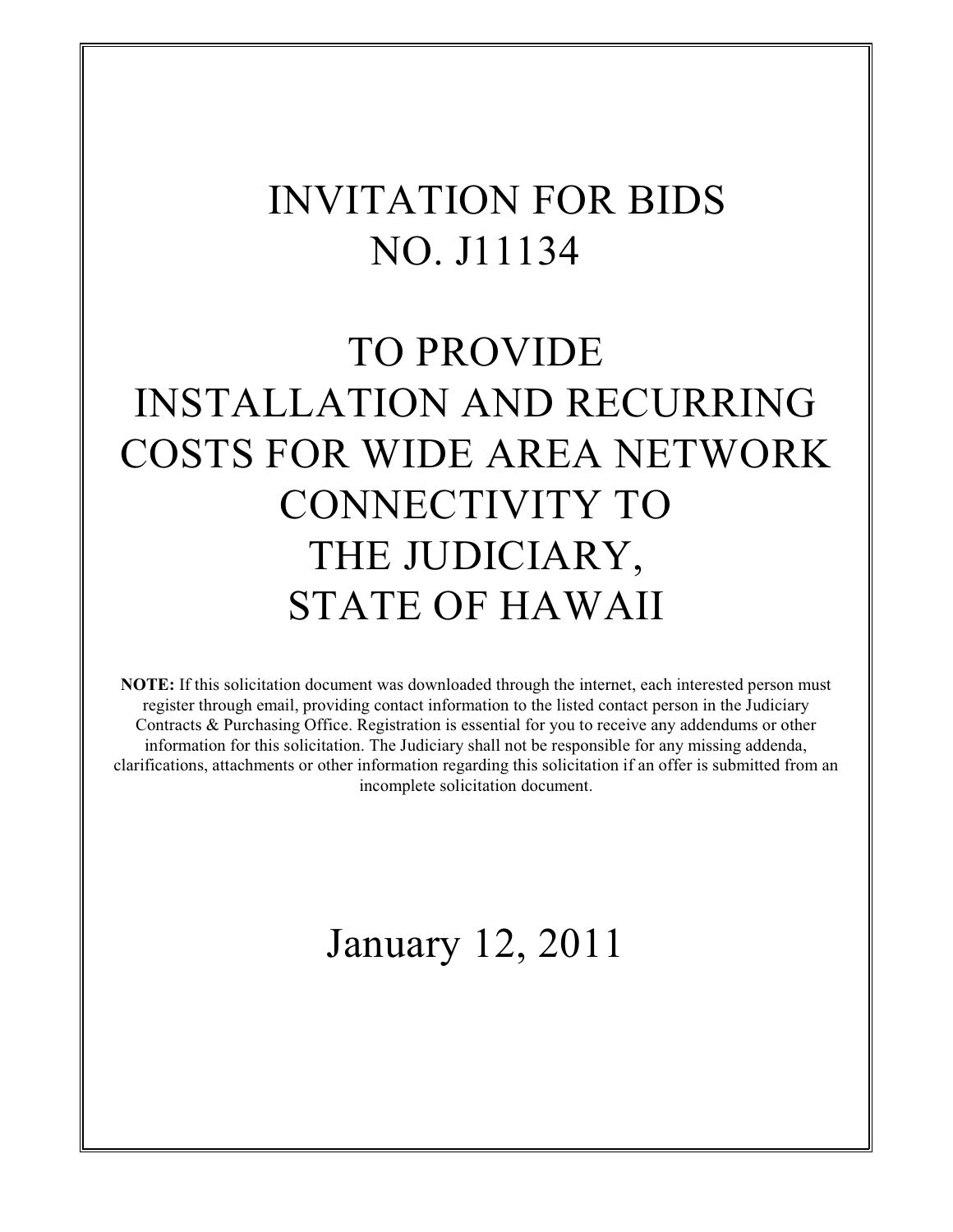# INVITATION FOR BIDS NO. J11134

# TO PROVIDE INSTALLATION AND RECURRING COSTS FOR WIDE AREA NETWORK CONNECTIVITY TO THE JUDICIARY, STATE OF HAWAII

**NOTE:** If this solicitation document was downloaded through the internet, each interested person must register through email, providing contact information to the listed contact person in the Judiciary Contracts & Purchasing Office. Registration is essential for you to receive any addendums or other information for this solicitation. The Judiciary shall not be responsible for any missing addenda, clarifications, attachments or other information regarding this solicitation if an offer is submitted from an incomplete solicitation document.

January 12, 2011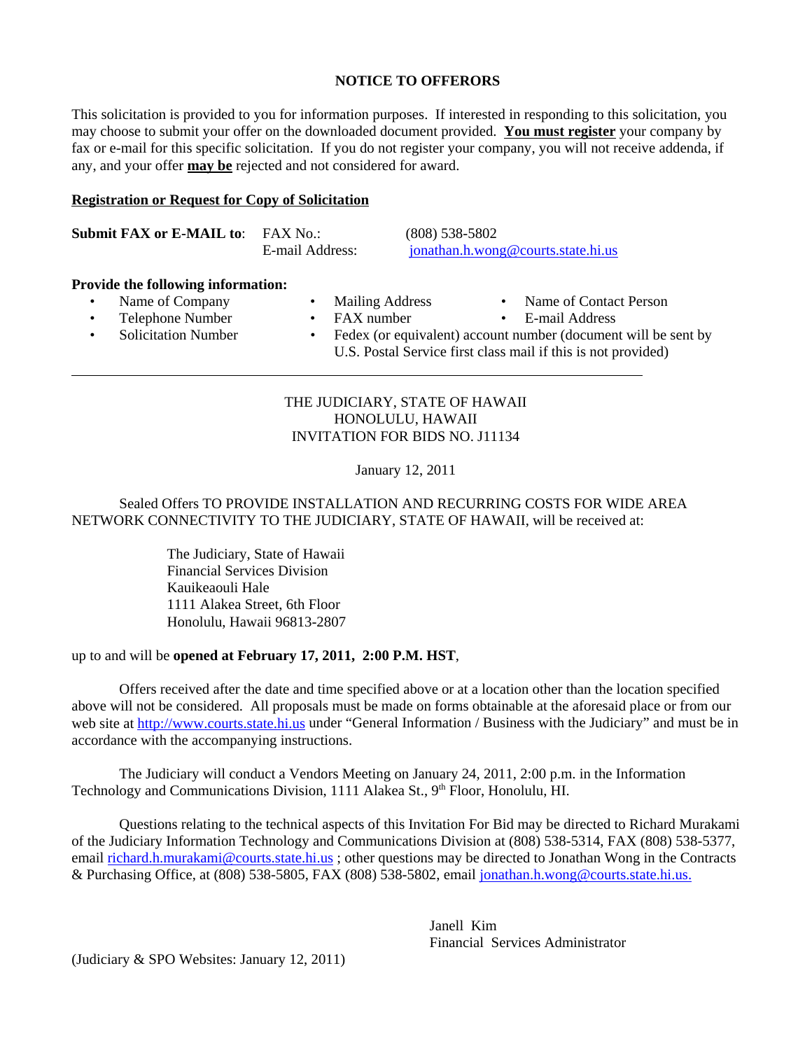## NOTICE TO OFFERORS

This solicitation is provided to you for information purposes. If interested in responding to this solicitation, you may choose to submit your offer on the downloaded document provided. **You must register** your company by fax or e-mail for this specific solicitation. If you do not register your company, you will not receive addenda, if any, and your offer **may be** rejected and not considered for award.

**Registration or Request for Copy of Solicitation**

**Submit FAX or E-MAIL to**: FAX No.: (808) 538-5802
E-mail Address: jonathan.h.wong@courts.state.hi.us

**Provide the following information:**

- Name of Company
- Telephone Number
- Solicitation Number
- Mailing Address
- FAX number
- Fedex (or equivalent) account number (document will be sent by U.S. Postal Service first class mail if this is not provided)
- Name of Contact Person
- E-mail Address

---

THE JUDICIARY, STATE OF HAWAII
HONOLULU, HAWAII
INVITATION FOR BIDS NO. J11134

January 12, 2011

Sealed Offers TO PROVIDE INSTALLATION AND RECURRING COSTS FOR WIDE AREA NETWORK CONNECTIVITY TO THE JUDICIARY, STATE OF HAWAII, will be received at:

The Judiciary, State of Hawaii
Financial Services Division
Kauikeaouli Hale
1111 Alakea Street, 6th Floor
Honolulu, Hawaii 96813-2807

up to and will be **opened at February 17, 2011, 2:00 P.M. HST**,

Offers received after the date and time specified above or at a location other than the location specified above will not be considered. All proposals must be made on forms obtainable at the aforesaid place or from our web site at http://www.courts.state.hi.us under "General Information / Business with the Judiciary" and must be in accordance with the accompanying instructions.

The Judiciary will conduct a Vendors Meeting on January 24, 2011, 2:00 p.m. in the Information Technology and Communications Division, 1111 Alakea St., 9th Floor, Honolulu, HI.

Questions relating to the technical aspects of this Invitation For Bid may be directed to Richard Murakami of the Judiciary Information Technology and Communications Division at (808) 538-5314, FAX (808) 538-5377, email richard.h.murakami@courts.state.hi.us ; other questions may be directed to Jonathan Wong in the Contracts & Purchasing Office, at (808) 538-5805, FAX (808) 538-5802, email jonathan.h.wong@courts.state.hi.us.

Janell Kim
Financial Services Administrator

(Judiciary & SPO Websites: January 12, 2011)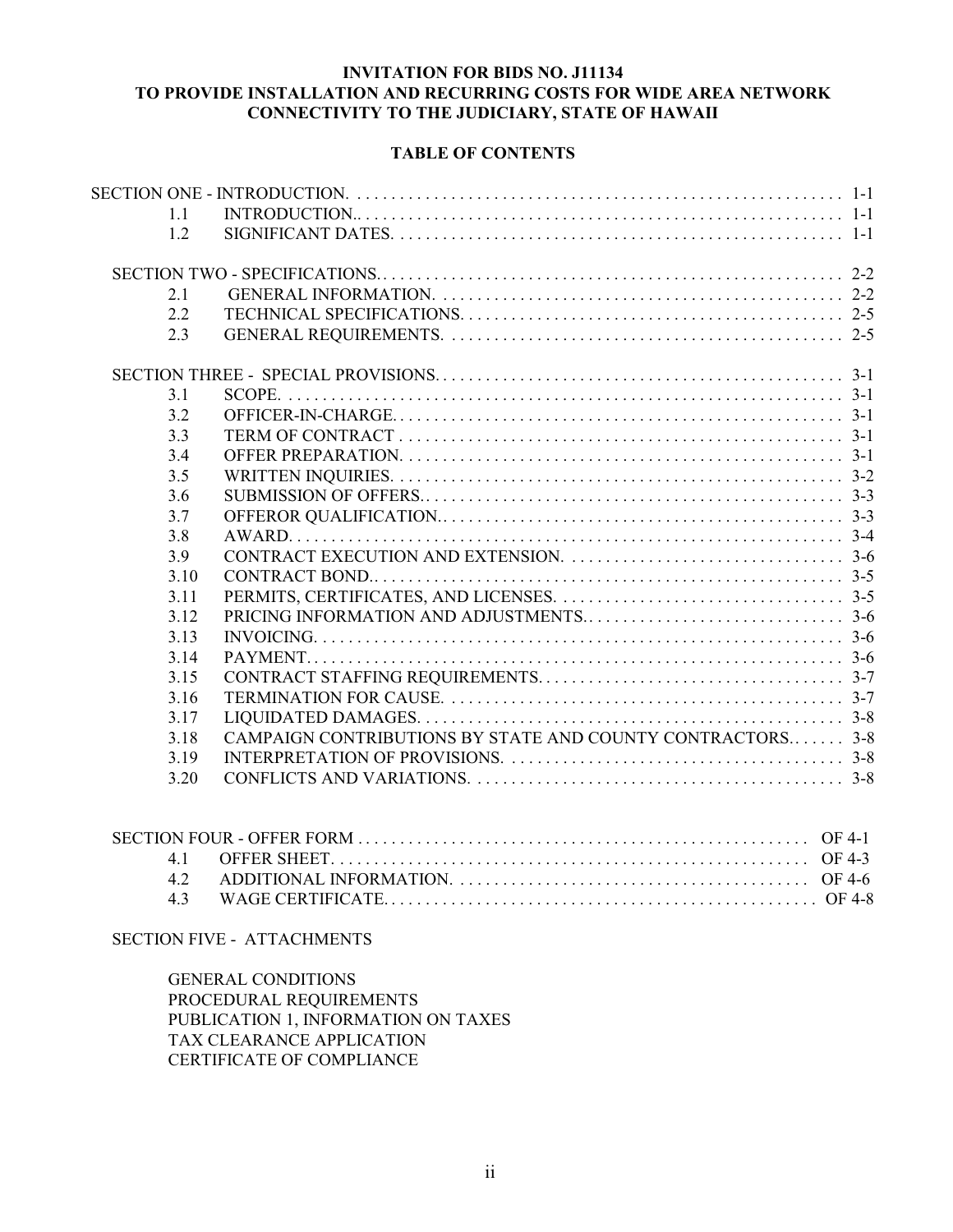**INVITATION FOR BIDS NO. J11134**
**TO PROVIDE INSTALLATION AND RECURRING COSTS FOR WIDE AREA NETWORK CONNECTIVITY TO THE JUDICIARY, STATE OF HAWAII**

**TABLE OF CONTENTS**

| | | |
|---|---|---|
| SECTION ONE - INTRODUCTION. | | 1-1 |
| 1.1 | INTRODUCTION.. | 1-1 |
| 1.2 | SIGNIFICANT DATES. | 1-1 |
| SECTION TWO - SPECIFICATIONS.. | | 2-2 |
| 2.1 | GENERAL INFORMATION. | 2-2 |
| 2.2 | TECHNICAL SPECIFICATIONS. | 2-5 |
| 2.3 | GENERAL REQUIREMENTS. | 2-5 |
| SECTION THREE - SPECIAL PROVISIONS. | | 3-1 |
| 3.1 | SCOPE. | 3-1 |
| 3.2 | OFFICER-IN-CHARGE. | 3-1 |
| 3.3 | TERM OF CONTRACT | 3-1 |
| 3.4 | OFFER PREPARATION. | 3-1 |
| 3.5 | WRITTEN INQUIRIES. | 3-2 |
| 3.6 | SUBMISSION OF OFFERS. | 3-3 |
| 3.7 | OFFEROR QUALIFICATION.. | 3-3 |
| 3.8 | AWARD. | 3-4 |
| 3.9 | CONTRACT EXECUTION AND EXTENSION. | 3-6 |
| 3.10 | CONTRACT BOND.. | 3-5 |
| 3.11 | PERMITS, CERTIFICATES, AND LICENSES. | 3-5 |
| 3.12 | PRICING INFORMATION AND ADJUSTMENTS.. | 3-6 |
| 3.13 | INVOICING. | 3-6 |
| 3.14 | PAYMENT. | 3-6 |
| 3.15 | CONTRACT STAFFING REQUIREMENTS. | 3-7 |
| 3.16 | TERMINATION FOR CAUSE. | 3-7 |
| 3.17 | LIQUIDATED DAMAGES. | 3-8 |
| 3.18 | CAMPAIGN CONTRIBUTIONS BY STATE AND COUNTY CONTRACTORS. | 3-8 |
| 3.19 | INTERPRETATION OF PROVISIONS. | 3-8 |
| 3.20 | CONFLICTS AND VARIATIONS. | 3-8 |
| SECTION FOUR - OFFER FORM | | OF 4-1 |
| 4.1 | OFFER SHEET. | OF 4-3 |
| 4.2 | ADDITIONAL INFORMATION. | OF 4-6 |
| 4.3 | WAGE CERTIFICATE. | OF 4-8 |

SECTION FIVE - ATTACHMENTS

- GENERAL CONDITIONS
- PROCEDURAL REQUIREMENTS
- PUBLICATION 1, INFORMATION ON TAXES
- TAX CLEARANCE APPLICATION
- CERTIFICATE OF COMPLIANCE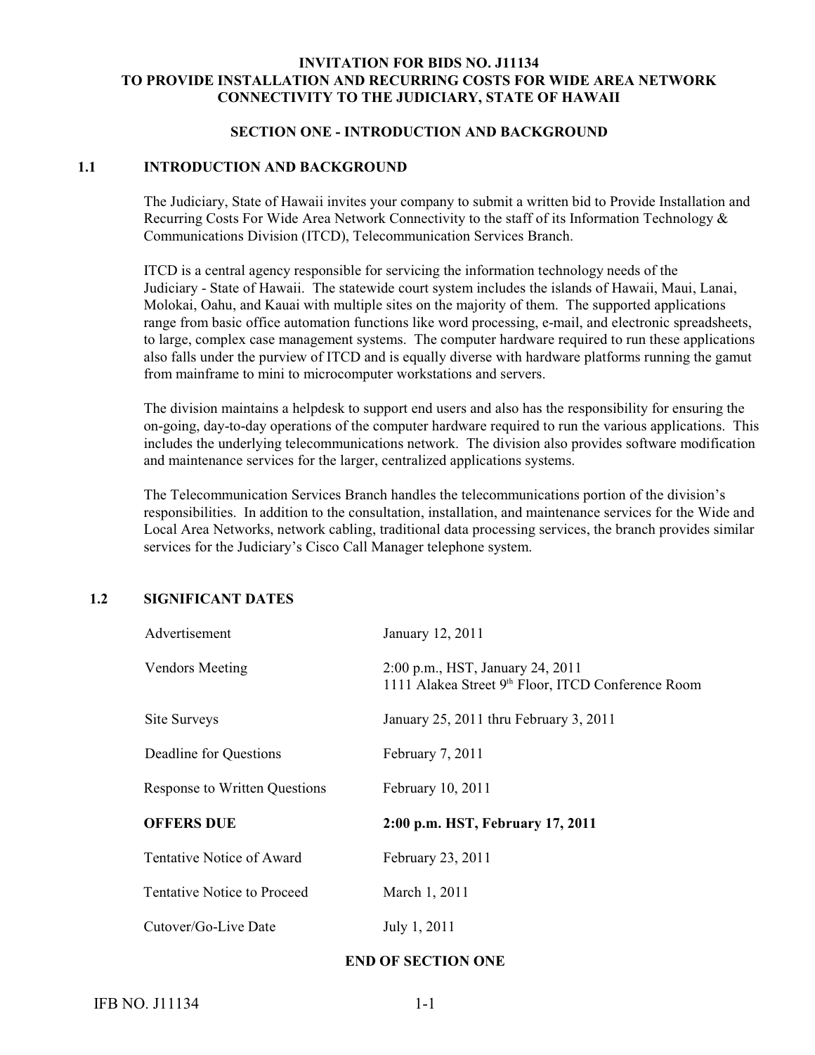**INVITATION FOR BIDS NO. J11134**
**TO PROVIDE INSTALLATION AND RECURRING COSTS FOR WIDE AREA NETWORK CONNECTIVITY TO THE JUDICIARY, STATE OF HAWAII**

## SECTION ONE - INTRODUCTION AND BACKGROUND

### 1.1 INTRODUCTION AND BACKGROUND

The Judiciary, State of Hawaii invites your company to submit a written bid to Provide Installation and Recurring Costs For Wide Area Network Connectivity to the staff of its Information Technology & Communications Division (ITCD), Telecommunication Services Branch.

ITCD is a central agency responsible for servicing the information technology needs of the Judiciary - State of Hawaii. The statewide court system includes the islands of Hawaii, Maui, Lanai, Molokai, Oahu, and Kauai with multiple sites on the majority of them. The supported applications range from basic office automation functions like word processing, e-mail, and electronic spreadsheets, to large, complex case management systems. The computer hardware required to run these applications also falls under the purview of ITCD and is equally diverse with hardware platforms running the gamut from mainframe to mini to microcomputer workstations and servers.

The division maintains a helpdesk to support end users and also has the responsibility for ensuring the on-going, day-to-day operations of the computer hardware required to run the various applications. This includes the underlying telecommunications network. The division also provides software modification and maintenance services for the larger, centralized applications systems.

The Telecommunication Services Branch handles the telecommunications portion of the division's responsibilities. In addition to the consultation, installation, and maintenance services for the Wide and Local Area Networks, network cabling, traditional data processing services, the branch provides similar services for the Judiciary's Cisco Call Manager telephone system.

### 1.2 SIGNIFICANT DATES

| | |
|---|---|
| Advertisement | January 12, 2011 |
| Vendors Meeting | 2:00 p.m., HST, January 24, 2011<br>1111 Alakea Street 9th Floor, ITCD Conference Room |
| Site Surveys | January 25, 2011 thru February 3, 2011 |
| Deadline for Questions | February 7, 2011 |
| Response to Written Questions | February 10, 2011 |
| **OFFERS DUE** | **2:00 p.m. HST, February 17, 2011** |
| Tentative Notice of Award | February 23, 2011 |
| Tentative Notice to Proceed | March 1, 2011 |
| Cutover/Go-Live Date | July 1, 2011 |

**END OF SECTION ONE**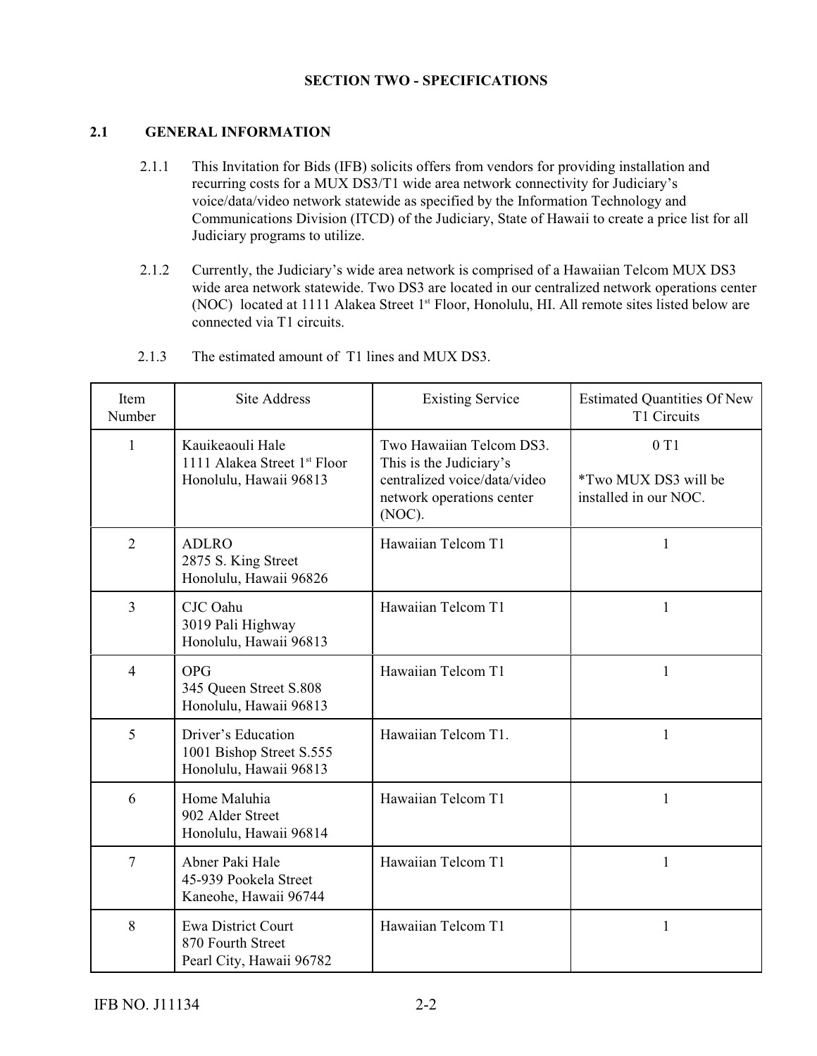## SECTION TWO - SPECIFICATIONS

### 2.1 GENERAL INFORMATION

2.1.1 This Invitation for Bids (IFB) solicits offers from vendors for providing installation and recurring costs for a MUX DS3/T1 wide area network connectivity for Judiciary's voice/data/video network statewide as specified by the Information Technology and Communications Division (ITCD) of the Judiciary, State of Hawaii to create a price list for all Judiciary programs to utilize.

2.1.2 Currently, the Judiciary's wide area network is comprised of a Hawaiian Telcom MUX DS3 wide area network statewide. Two DS3 are located in our centralized network operations center (NOC) located at 1111 Alakea Street 1st Floor, Honolulu, HI. All remote sites listed below are connected via T1 circuits.

2.1.3 The estimated amount of T1 lines and MUX DS3.

| Item Number | Site Address | Existing Service | Estimated Quantities Of New T1 Circuits |
|---|---|---|---|
| 1 | Kauikeaouli Hale<br>1111 Alakea Street 1st Floor<br>Honolulu, Hawaii 96813 | Two Hawaiian Telcom DS3. This is the Judiciary's centralized voice/data/video network operations center (NOC). | 0 T1<br><br>*Two MUX DS3 will be installed in our NOC. |
| 2 | ADLRO<br>2875 S. King Street<br>Honolulu, Hawaii 96826 | Hawaiian Telcom T1 | 1 |
| 3 | CJC Oahu<br>3019 Pali Highway<br>Honolulu, Hawaii 96813 | Hawaiian Telcom T1 | 1 |
| 4 | OPG<br>345 Queen Street S.808<br>Honolulu, Hawaii 96813 | Hawaiian Telcom T1 | 1 |
| 5 | Driver's Education<br>1001 Bishop Street S.555<br>Honolulu, Hawaii 96813 | Hawaiian Telcom T1. | 1 |
| 6 | Home Maluhia<br>902 Alder Street<br>Honolulu, Hawaii 96814 | Hawaiian Telcom T1 | 1 |
| 7 | Abner Paki Hale<br>45-939 Pookela Street<br>Kaneohe, Hawaii 96744 | Hawaiian Telcom T1 | 1 |
| 8 | Ewa District Court<br>870 Fourth Street<br>Pearl City, Hawaii 96782 | Hawaiian Telcom T1 | 1 |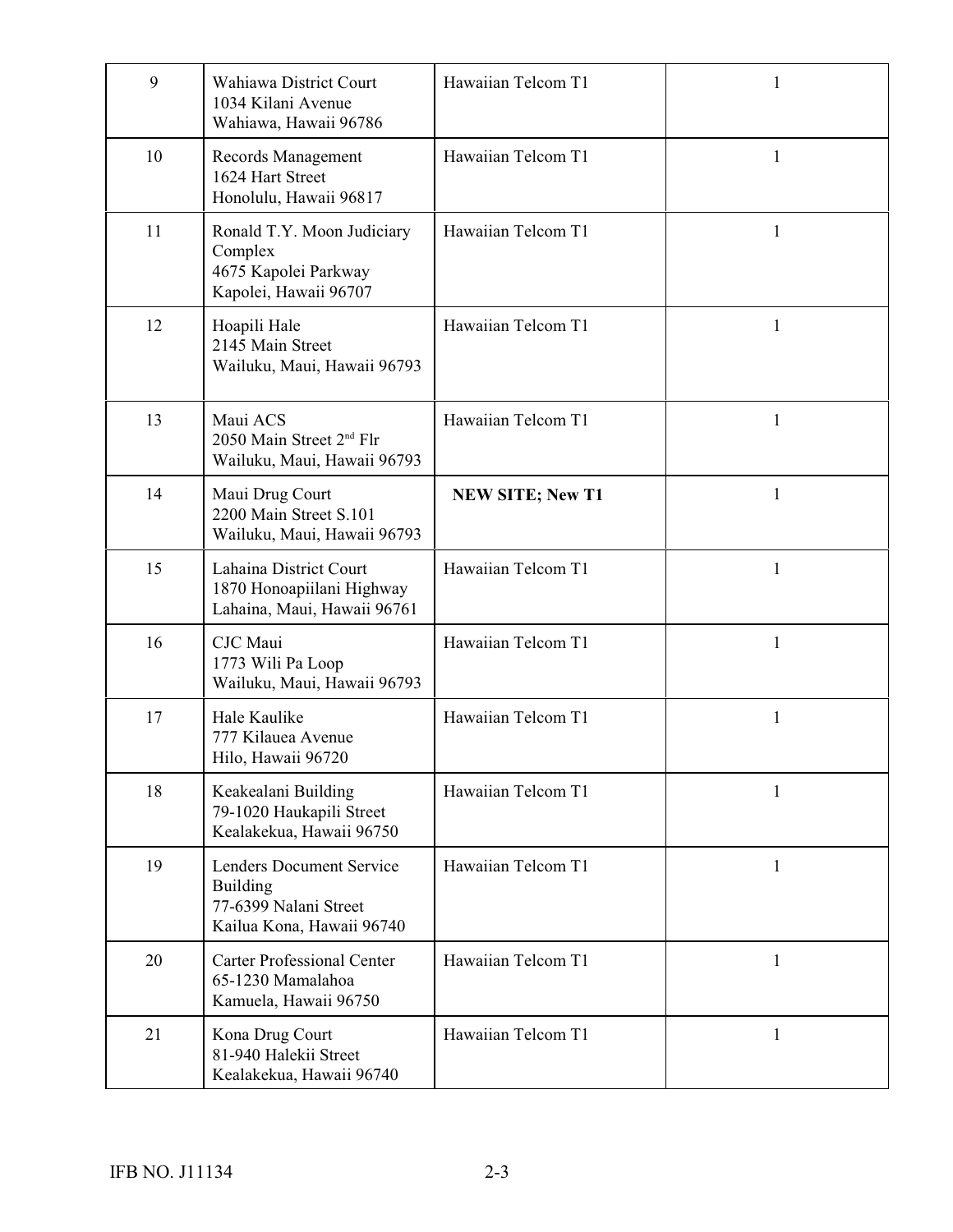| 9 | Wahiawa District Court<br>1034 Kilani Avenue<br>Wahiawa, Hawaii 96786 | Hawaiian Telcom T1 | 1 |
|---|---|---|---|
| 10 | Records Management<br>1624 Hart Street<br>Honolulu, Hawaii 96817 | Hawaiian Telcom T1 | 1 |
| 11 | Ronald T.Y. Moon Judiciary Complex<br>4675 Kapolei Parkway<br>Kapolei, Hawaii 96707 | Hawaiian Telcom T1 | 1 |
| 12 | Hoapili Hale<br>2145 Main Street<br>Wailuku, Maui, Hawaii 96793 | Hawaiian Telcom T1 | 1 |
| 13 | Maui ACS<br>2050 Main Street 2nd Flr<br>Wailuku, Maui, Hawaii 96793 | Hawaiian Telcom T1 | 1 |
| 14 | Maui Drug Court<br>2200 Main Street S.101<br>Wailuku, Maui, Hawaii 96793 | **NEW SITE; New T1** | 1 |
| 15 | Lahaina District Court<br>1870 Honoapiilani Highway<br>Lahaina, Maui, Hawaii 96761 | Hawaiian Telcom T1 | 1 |
| 16 | CJC Maui<br>1773 Wili Pa Loop<br>Wailuku, Maui, Hawaii 96793 | Hawaiian Telcom T1 | 1 |
| 17 | Hale Kaulike<br>777 Kilauea Avenue<br>Hilo, Hawaii 96720 | Hawaiian Telcom T1 | 1 |
| 18 | Keakealani Building<br>79-1020 Haukapili Street<br>Kealakekua, Hawaii 96750 | Hawaiian Telcom T1 | 1 |
| 19 | Lenders Document Service Building<br>77-6399 Nalani Street<br>Kailua Kona, Hawaii 96740 | Hawaiian Telcom T1 | 1 |
| 20 | Carter Professional Center<br>65-1230 Mamalahoa<br>Kamuela, Hawaii 96750 | Hawaiian Telcom T1 | 1 |
| 21 | Kona Drug Court<br>81-940 Halekii Street<br>Kealakekua, Hawaii 96740 | Hawaiian Telcom T1 | 1 |

IFB NO. J11134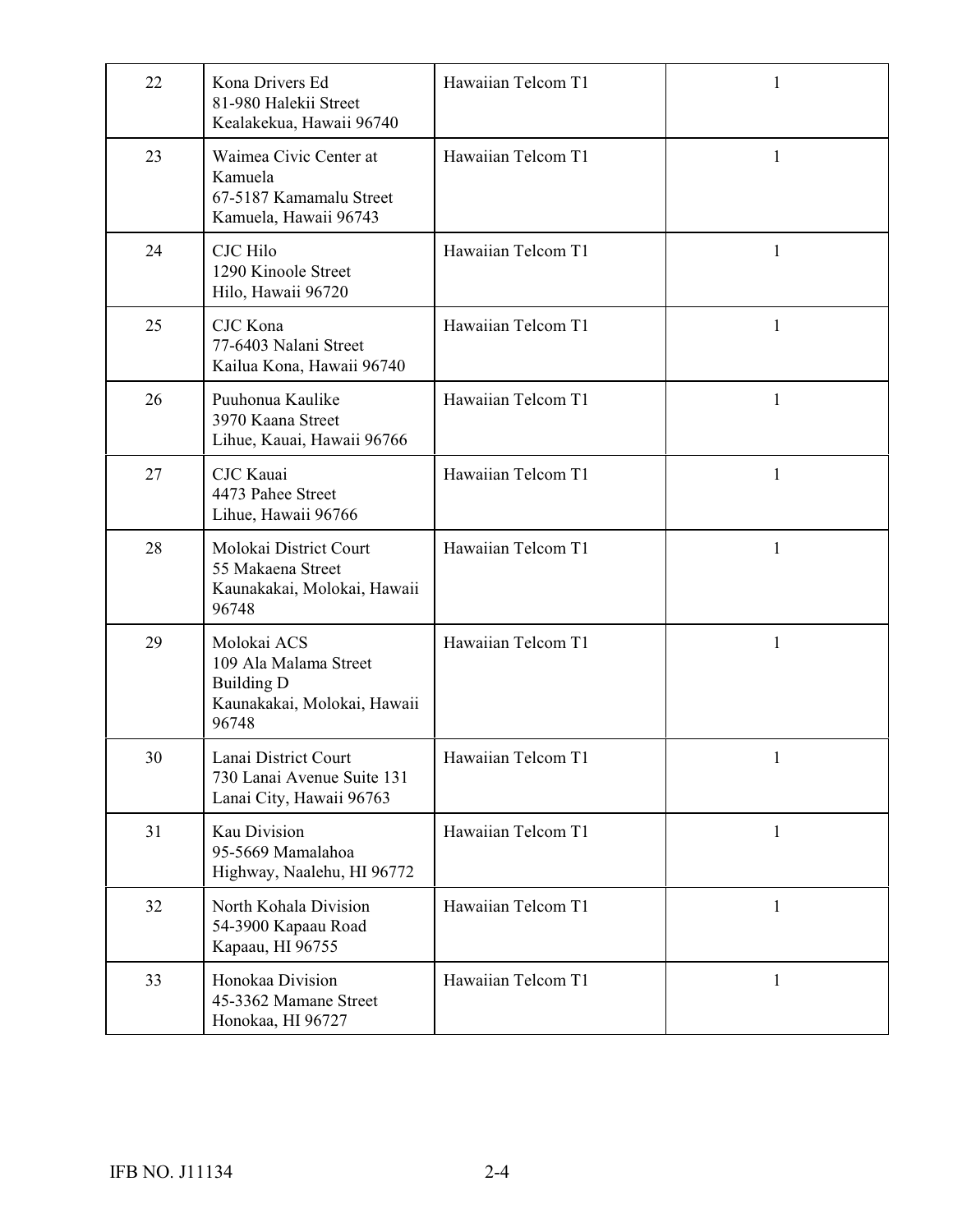| | | | |
|---|---|---|---|
| 22 | Kona Drivers Ed<br>81-980 Halekii Street<br>Kealakekua, Hawaii 96740 | Hawaiian Telcom T1 | 1 |
| 23 | Waimea Civic Center at Kamuela<br>67-5187 Kamamalu Street<br>Kamuela, Hawaii 96743 | Hawaiian Telcom T1 | 1 |
| 24 | CJC Hilo<br>1290 Kinoole Street<br>Hilo, Hawaii 96720 | Hawaiian Telcom T1 | 1 |
| 25 | CJC Kona<br>77-6403 Nalani Street<br>Kailua Kona, Hawaii 96740 | Hawaiian Telcom T1 | 1 |
| 26 | Puuhonua Kaulike<br>3970 Kaana Street<br>Lihue, Kauai, Hawaii 96766 | Hawaiian Telcom T1 | 1 |
| 27 | CJC Kauai<br>4473 Pahee Street<br>Lihue, Hawaii 96766 | Hawaiian Telcom T1 | 1 |
| 28 | Molokai District Court<br>55 Makaena Street<br>Kaunakakai, Molokai, Hawaii 96748 | Hawaiian Telcom T1 | 1 |
| 29 | Molokai ACS<br>109 Ala Malama Street<br>Building D<br>Kaunakakai, Molokai, Hawaii 96748 | Hawaiian Telcom T1 | 1 |
| 30 | Lanai District Court<br>730 Lanai Avenue Suite 131<br>Lanai City, Hawaii 96763 | Hawaiian Telcom T1 | 1 |
| 31 | Kau Division<br>95-5669 Mamalahoa Highway, Naalehu, HI 96772 | Hawaiian Telcom T1 | 1 |
| 32 | North Kohala Division<br>54-3900 Kapaau Road<br>Kapaau, HI 96755 | Hawaiian Telcom T1 | 1 |
| 33 | Honokaa Division<br>45-3362 Mamane Street<br>Honokaa, HI 96727 | Hawaiian Telcom T1 | 1 |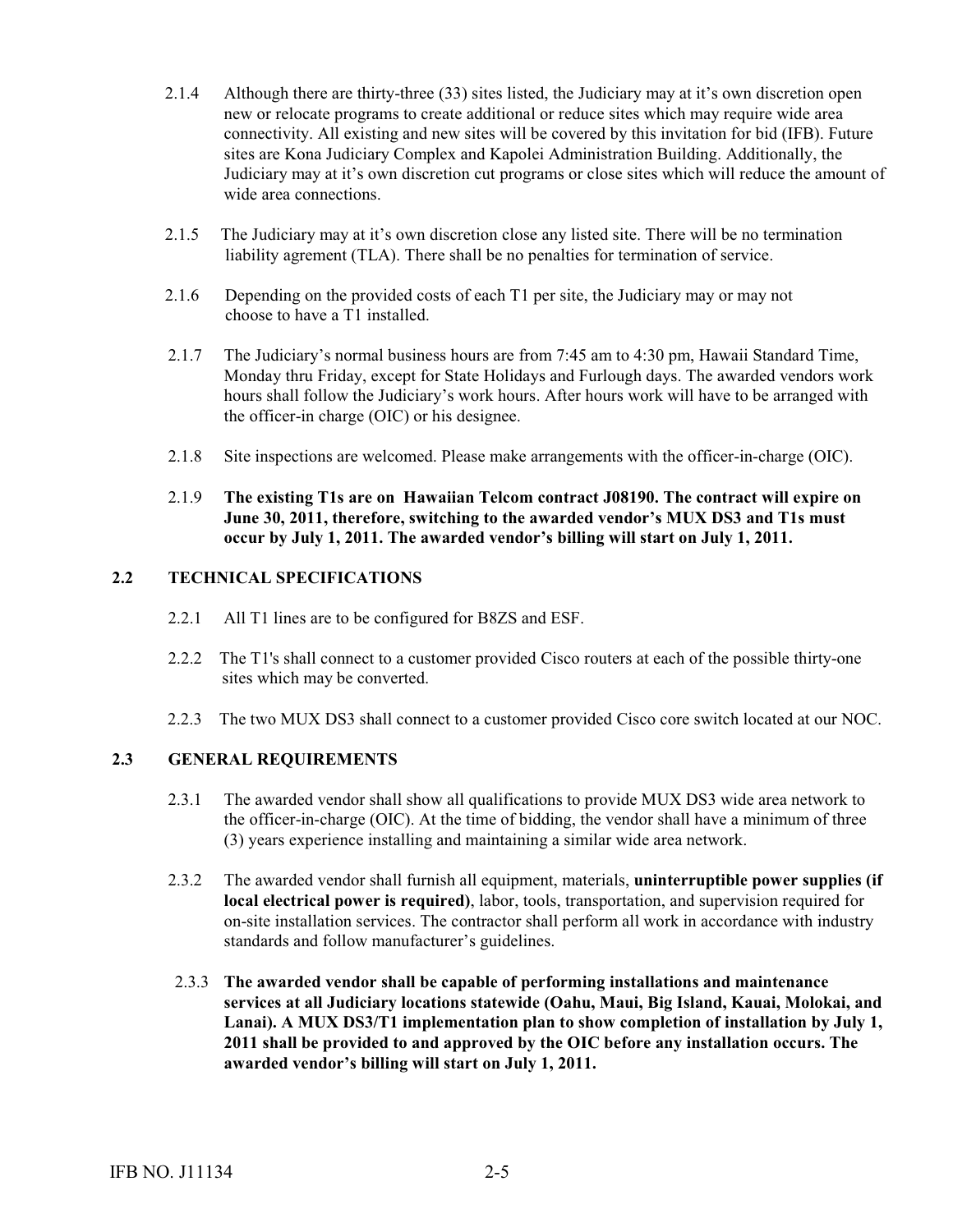2.1.4 Although there are thirty-three (33) sites listed, the Judiciary may at it's own discretion open new or relocate programs to create additional or reduce sites which may require wide area connectivity. All existing and new sites will be covered by this invitation for bid (IFB). Future sites are Kona Judiciary Complex and Kapolei Administration Building. Additionally, the Judiciary may at it's own discretion cut programs or close sites which will reduce the amount of wide area connections.

2.1.5 The Judiciary may at it's own discretion close any listed site. There will be no termination liability agreement (TLA). There shall be no penalties for termination of service.

2.1.6 Depending on the provided costs of each T1 per site, the Judiciary may or may not choose to have a T1 installed.

2.1.7 The Judiciary's normal business hours are from 7:45 am to 4:30 pm, Hawaii Standard Time, Monday thru Friday, except for State Holidays and Furlough days. The awarded vendors work hours shall follow the Judiciary's work hours. After hours work will have to be arranged with the officer-in charge (OIC) or his designee.

2.1.8 Site inspections are welcomed. Please make arrangements with the officer-in-charge (OIC).

2.1.9 **The existing T1s are on Hawaiian Telcom contract J08190. The contract will expire on June 30, 2011, therefore, switching to the awarded vendor's MUX DS3 and T1s must occur by July 1, 2011. The awarded vendor's billing will start on July 1, 2011.**

## 2.2 TECHNICAL SPECIFICATIONS

2.2.1 All T1 lines are to be configured for B8ZS and ESF.

2.2.2 The T1's shall connect to a customer provided Cisco routers at each of the possible thirty-one sites which may be converted.

2.2.3 The two MUX DS3 shall connect to a customer provided Cisco core switch located at our NOC.

## 2.3 GENERAL REQUIREMENTS

2.3.1 The awarded vendor shall show all qualifications to provide MUX DS3 wide area network to the officer-in-charge (OIC). At the time of bidding, the vendor shall have a minimum of three (3) years experience installing and maintaining a similar wide area network.

2.3.2 The awarded vendor shall furnish all equipment, materials, **uninterruptible power supplies (if local electrical power is required)**, labor, tools, transportation, and supervision required for on-site installation services. The contractor shall perform all work in accordance with industry standards and follow manufacturer's guidelines.

2.3.3 **The awarded vendor shall be capable of performing installations and maintenance services at all Judiciary locations statewide (Oahu, Maui, Big Island, Kauai, Molokai, and Lanai). A MUX DS3/T1 implementation plan to show completion of installation by July 1, 2011 shall be provided to and approved by the OIC before any installation occurs. The awarded vendor's billing will start on July 1, 2011.**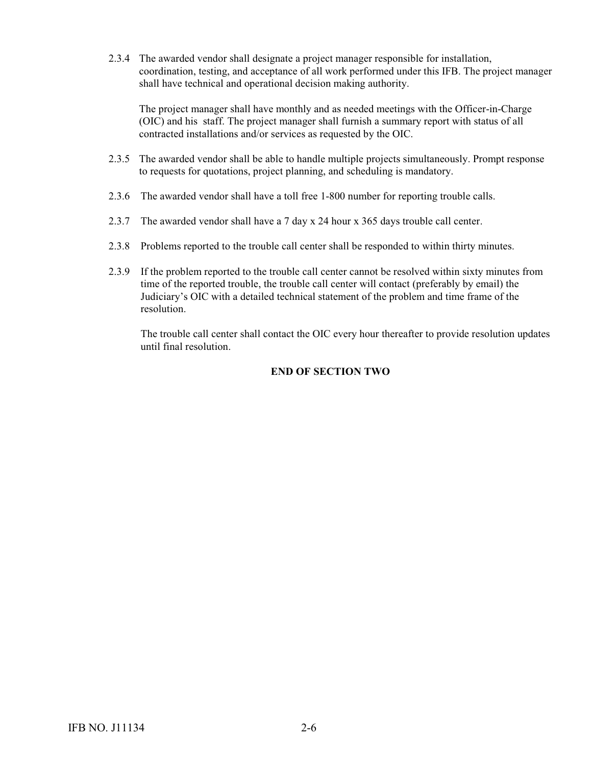2.3.4 The awarded vendor shall designate a project manager responsible for installation, coordination, testing, and acceptance of all work performed under this IFB. The project manager shall have technical and operational decision making authority.

The project manager shall have monthly and as needed meetings with the Officer-in-Charge (OIC) and his staff. The project manager shall furnish a summary report with status of all contracted installations and/or services as requested by the OIC.

2.3.5 The awarded vendor shall be able to handle multiple projects simultaneously. Prompt response to requests for quotations, project planning, and scheduling is mandatory.

2.3.6 The awarded vendor shall have a toll free 1-800 number for reporting trouble calls.

2.3.7 The awarded vendor shall have a 7 day x 24 hour x 365 days trouble call center.

2.3.8 Problems reported to the trouble call center shall be responded to within thirty minutes.

2.3.9 If the problem reported to the trouble call center cannot be resolved within sixty minutes from time of the reported trouble, the trouble call center will contact (preferably by email) the Judiciary's OIC with a detailed technical statement of the problem and time frame of the resolution.

The trouble call center shall contact the OIC every hour thereafter to provide resolution updates until final resolution.

**END OF SECTION TWO**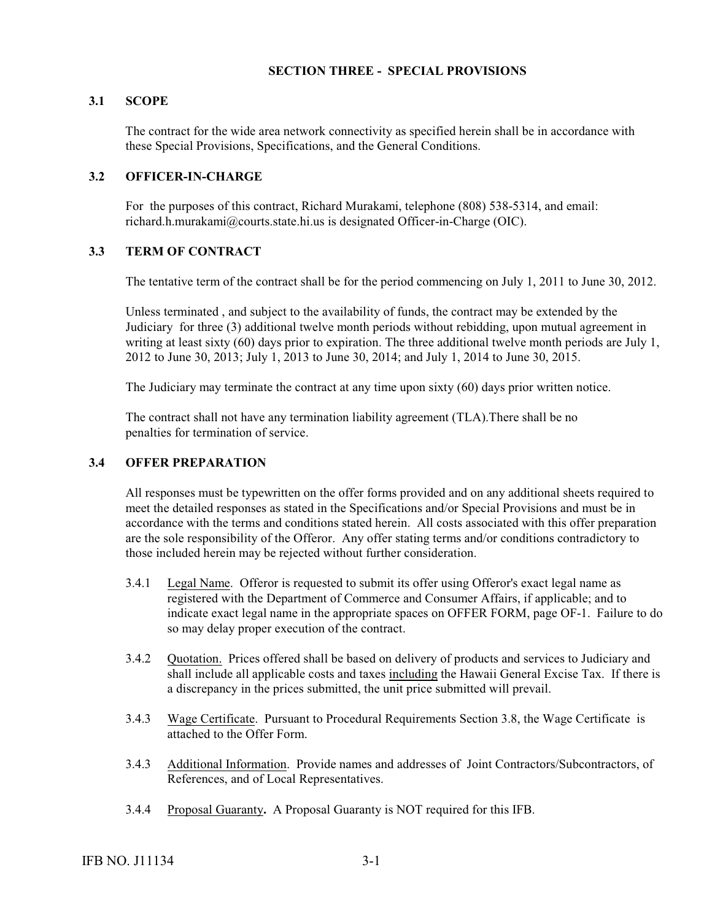## SECTION THREE - SPECIAL PROVISIONS

### 3.1 SCOPE

The contract for the wide area network connectivity as specified herein shall be in accordance with these Special Provisions, Specifications, and the General Conditions.

### 3.2 OFFICER-IN-CHARGE

For the purposes of this contract, Richard Murakami, telephone (808) 538-5314, and email: richard.h.murakami@courts.state.hi.us is designated Officer-in-Charge (OIC).

### 3.3 TERM OF CONTRACT

The tentative term of the contract shall be for the period commencing on July 1, 2011 to June 30, 2012.

Unless terminated , and subject to the availability of funds, the contract may be extended by the Judiciary for three (3) additional twelve month periods without rebidding, upon mutual agreement in writing at least sixty (60) days prior to expiration. The three additional twelve month periods are July 1, 2012 to June 30, 2013; July 1, 2013 to June 30, 2014; and July 1, 2014 to June 30, 2015.

The Judiciary may terminate the contract at any time upon sixty (60) days prior written notice.

The contract shall not have any termination liability agreement (TLA).There shall be no penalties for termination of service.

### 3.4 OFFER PREPARATION

All responses must be typewritten on the offer forms provided and on any additional sheets required to meet the detailed responses as stated in the Specifications and/or Special Provisions and must be in accordance with the terms and conditions stated herein. All costs associated with this offer preparation are the sole responsibility of the Offeror. Any offer stating terms and/or conditions contradictory to those included herein may be rejected without further consideration.

3.4.1 Legal Name. Offeror is requested to submit its offer using Offeror's exact legal name as registered with the Department of Commerce and Consumer Affairs, if applicable; and to indicate exact legal name in the appropriate spaces on OFFER FORM, page OF-1. Failure to do so may delay proper execution of the contract.

3.4.2 Quotation. Prices offered shall be based on delivery of products and services to Judiciary and shall include all applicable costs and taxes including the Hawaii General Excise Tax. If there is a discrepancy in the prices submitted, the unit price submitted will prevail.

3.4.3 Wage Certificate. Pursuant to Procedural Requirements Section 3.8, the Wage Certificate is attached to the Offer Form.

3.4.3 Additional Information. Provide names and addresses of Joint Contractors/Subcontractors, of References, and of Local Representatives.

3.4.4 Proposal Guaranty**.** A Proposal Guaranty is NOT required for this IFB.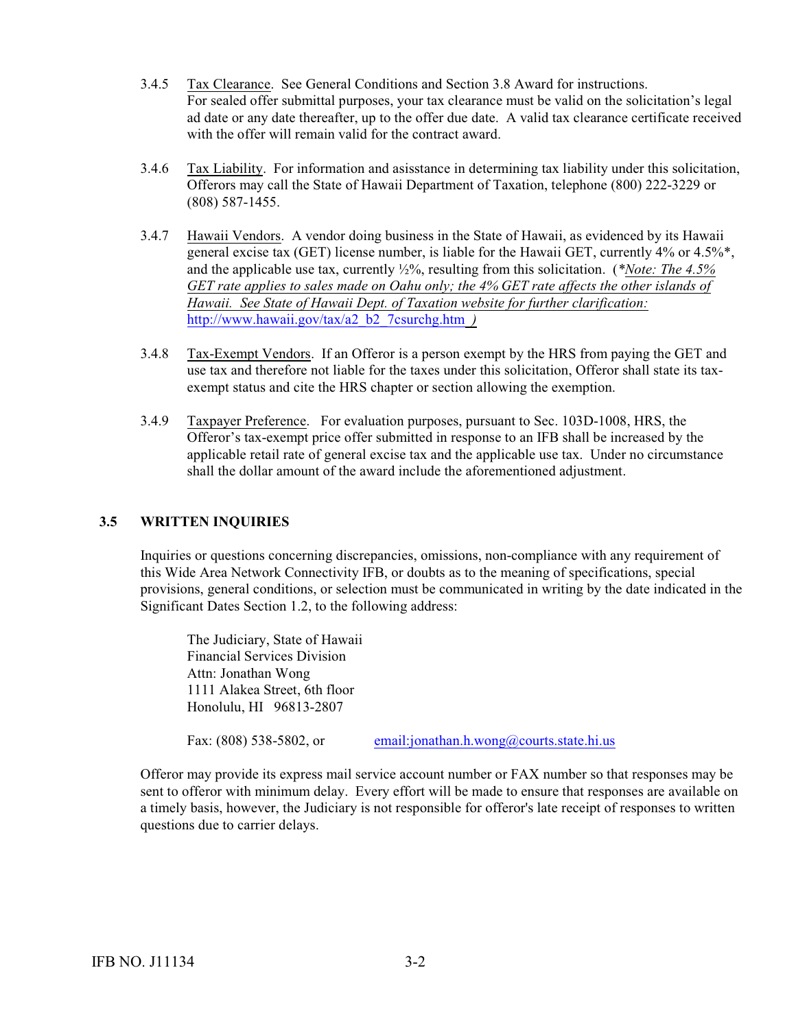3.4.5 Tax Clearance. See General Conditions and Section 3.8 Award for instructions. For sealed offer submittal purposes, your tax clearance must be valid on the solicitation's legal ad date or any date thereafter, up to the offer due date. A valid tax clearance certificate received with the offer will remain valid for the contract award.

3.4.6 Tax Liability. For information and asisstance in determining tax liability under this solicitation, Offerors may call the State of Hawaii Department of Taxation, telephone (800) 222-3229 or (808) 587-1455.

3.4.7 Hawaii Vendors. A vendor doing business in the State of Hawaii, as evidenced by its Hawaii general excise tax (GET) license number, is liable for the Hawaii GET, currently 4% or 4.5%\*, and the applicable use tax, currently ½%, resulting from this solicitation. (*\*Note: The 4.5% GET rate applies to sales made on Oahu only; the 4% GET rate affects the other islands of Hawaii. See State of Hawaii Dept. of Taxation website for further clarification:* http://www.hawaii.gov/tax/a2_b2_7csurchg.htm *)*

3.4.8 Tax-Exempt Vendors. If an Offeror is a person exempt by the HRS from paying the GET and use tax and therefore not liable for the taxes under this solicitation, Offeror shall state its tax-exempt status and cite the HRS chapter or section allowing the exemption.

3.4.9 Taxpayer Preference. For evaluation purposes, pursuant to Sec. 103D-1008, HRS, the Offeror's tax-exempt price offer submitted in response to an IFB shall be increased by the applicable retail rate of general excise tax and the applicable use tax. Under no circumstance shall the dollar amount of the award include the aforementioned adjustment.

## 3.5 WRITTEN INQUIRIES

Inquiries or questions concerning discrepancies, omissions, non-compliance with any requirement of this Wide Area Network Connectivity IFB, or doubts as to the meaning of specifications, special provisions, general conditions, or selection must be communicated in writing by the date indicated in the Significant Dates Section 1.2, to the following address:

The Judiciary, State of Hawaii
Financial Services Division
Attn: Jonathan Wong
1111 Alakea Street, 6th floor
Honolulu, HI 96813-2807

Fax: (808) 538-5802, or email:jonathan.h.wong@courts.state.hi.us

Offeror may provide its express mail service account number or FAX number so that responses may be sent to offeror with minimum delay. Every effort will be made to ensure that responses are available on a timely basis, however, the Judiciary is not responsible for offeror's late receipt of responses to written questions due to carrier delays.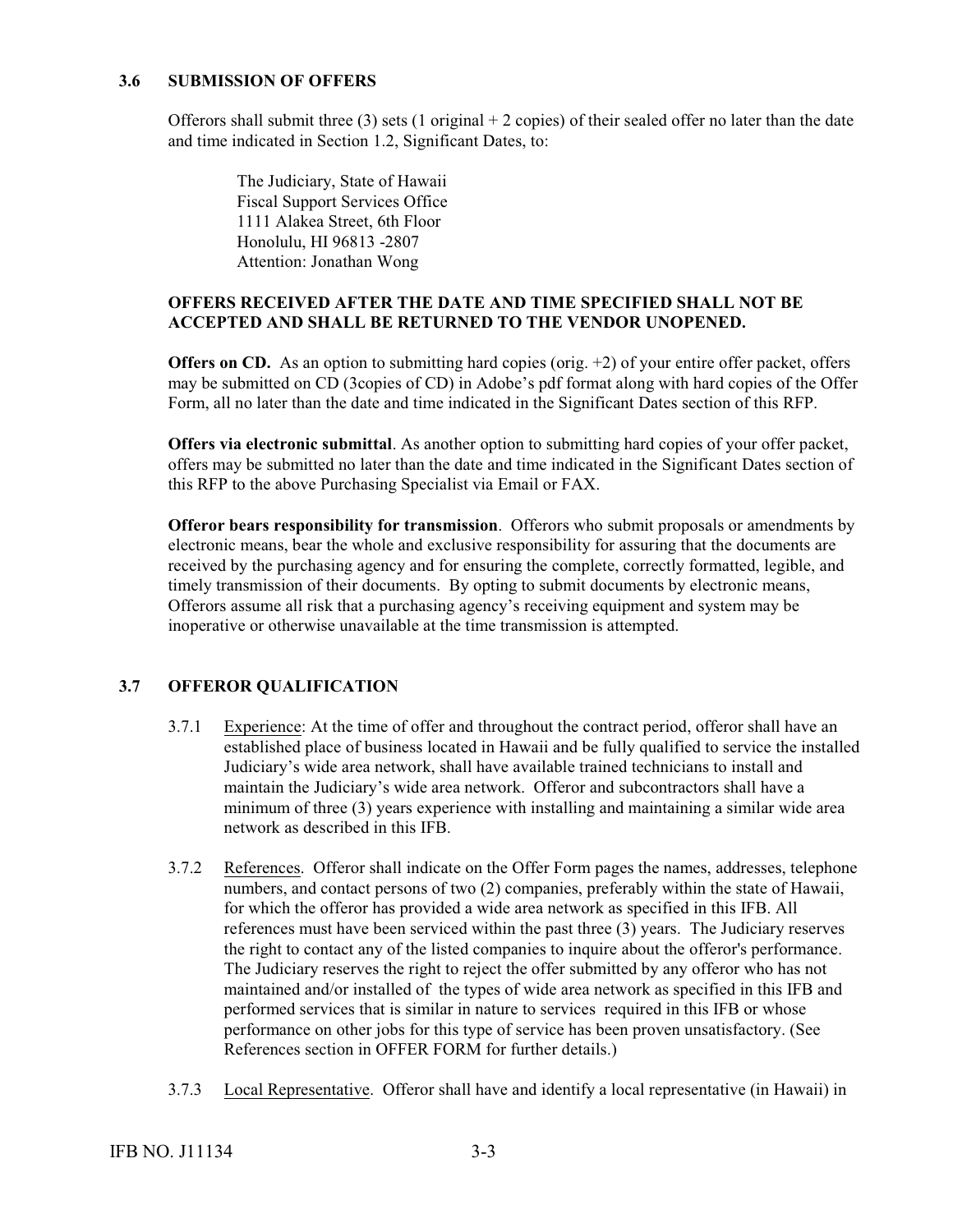### 3.6 SUBMISSION OF OFFERS

Offerors shall submit three (3) sets (1 original + 2 copies) of their sealed offer no later than the date and time indicated in Section 1.2, Significant Dates, to:

The Judiciary, State of Hawaii  
Fiscal Support Services Office  
1111 Alakea Street, 6th Floor  
Honolulu, HI 96813 -2807  
Attention: Jonathan Wong

**OFFERS RECEIVED AFTER THE DATE AND TIME SPECIFIED SHALL NOT BE ACCEPTED AND SHALL BE RETURNED TO THE VENDOR UNOPENED.**

**Offers on CD.** As an option to submitting hard copies (orig. +2) of your entire offer packet, offers may be submitted on CD (3copies of CD) in Adobe's pdf format along with hard copies of the Offer Form, all no later than the date and time indicated in the Significant Dates section of this RFP.

**Offers via electronic submittal**. As another option to submitting hard copies of your offer packet, offers may be submitted no later than the date and time indicated in the Significant Dates section of this RFP to the above Purchasing Specialist via Email or FAX.

**Offeror bears responsibility for transmission**. Offerors who submit proposals or amendments by electronic means, bear the whole and exclusive responsibility for assuring that the documents are received by the purchasing agency and for ensuring the complete, correctly formatted, legible, and timely transmission of their documents. By opting to submit documents by electronic means, Offerors assume all risk that a purchasing agency's receiving equipment and system may be inoperative or otherwise unavailable at the time transmission is attempted.

### 3.7 OFFEROR QUALIFICATION

3.7.1 Experience: At the time of offer and throughout the contract period, offeror shall have an established place of business located in Hawaii and be fully qualified to service the installed Judiciary's wide area network, shall have available trained technicians to install and maintain the Judiciary's wide area network. Offeror and subcontractors shall have a minimum of three (3) years experience with installing and maintaining a similar wide area network as described in this IFB.

3.7.2 References. Offeror shall indicate on the Offer Form pages the names, addresses, telephone numbers, and contact persons of two (2) companies, preferably within the state of Hawaii, for which the offeror has provided a wide area network as specified in this IFB. All references must have been serviced within the past three (3) years. The Judiciary reserves the right to contact any of the listed companies to inquire about the offeror's performance. The Judiciary reserves the right to reject the offer submitted by any offeror who has not maintained and/or installed of the types of wide area network as specified in this IFB and performed services that is similar in nature to services required in this IFB or whose performance on other jobs for this type of service has been proven unsatisfactory. (See References section in OFFER FORM for further details.)

3.7.3 Local Representative. Offeror shall have and identify a local representative (in Hawaii) in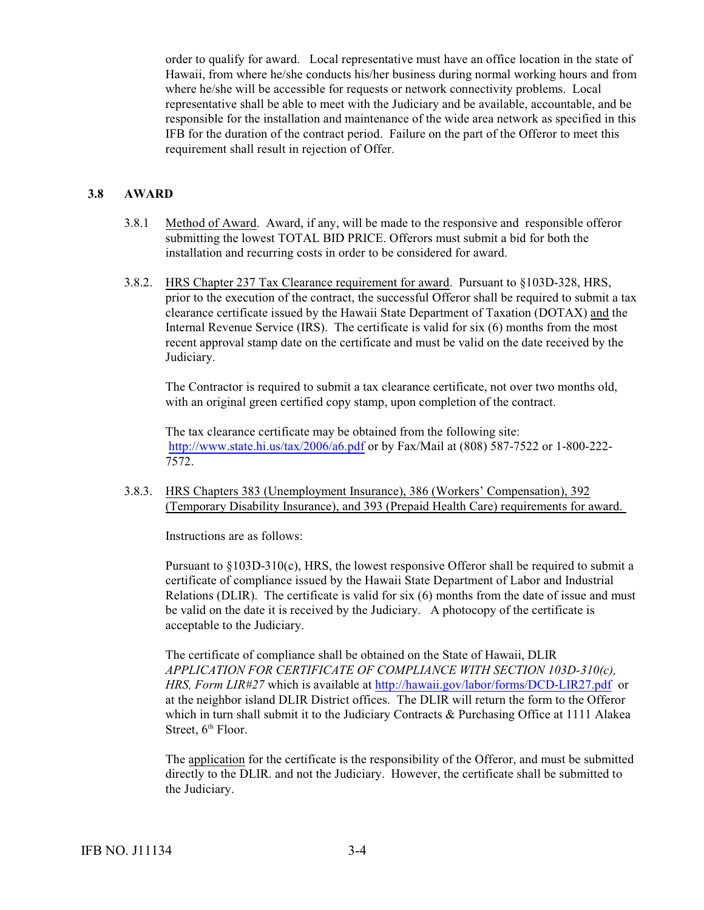order to qualify for award. Local representative must have an office location in the state of Hawaii, from where he/she conducts his/her business during normal working hours and from where he/she will be accessible for requests or network connectivity problems. Local representative shall be able to meet with the Judiciary and be available, accountable, and be responsible for the installation and maintenance of the wide area network as specified in this IFB for the duration of the contract period. Failure on the part of the Offeror to meet this requirement shall result in rejection of Offer.

## 3.8 AWARD

3.8.1 Method of Award. Award, if any, will be made to the responsive and responsible offeror submitting the lowest TOTAL BID PRICE. Offerors must submit a bid for both the installation and recurring costs in order to be considered for award.

3.8.2. HRS Chapter 237 Tax Clearance requirement for award. Pursuant to §103D-328, HRS, prior to the execution of the contract, the successful Offeror shall be required to submit a tax clearance certificate issued by the Hawaii State Department of Taxation (DOTAX) and the Internal Revenue Service (IRS). The certificate is valid for six (6) months from the most recent approval stamp date on the certificate and must be valid on the date received by the Judiciary.

The Contractor is required to submit a tax clearance certificate, not over two months old, with an original green certified copy stamp, upon completion of the contract.

The tax clearance certificate may be obtained from the following site: http://www.state.hi.us/tax/2006/a6.pdf or by Fax/Mail at (808) 587-7522 or 1-800-222-7572.

3.8.3. HRS Chapters 383 (Unemployment Insurance), 386 (Workers' Compensation), 392 (Temporary Disability Insurance), and 393 (Prepaid Health Care) requirements for award.

Instructions are as follows:

Pursuant to §103D-310(c), HRS, the lowest responsive Offeror shall be required to submit a certificate of compliance issued by the Hawaii State Department of Labor and Industrial Relations (DLIR). The certificate is valid for six (6) months from the date of issue and must be valid on the date it is received by the Judiciary. A photocopy of the certificate is acceptable to the Judiciary.

The certificate of compliance shall be obtained on the State of Hawaii, DLIR *APPLICATION FOR CERTIFICATE OF COMPLIANCE WITH SECTION 103D-310(c), HRS, Form LIR#27* which is available at http://hawaii.gov/labor/forms/DCD-LIR27.pdf or at the neighbor island DLIR District offices. The DLIR will return the form to the Offeror which in turn shall submit it to the Judiciary Contracts & Purchasing Office at 1111 Alakea Street, 6th Floor.

The application for the certificate is the responsibility of the Offeror, and must be submitted directly to the DLIR. and not the Judiciary. However, the certificate shall be submitted to the Judiciary.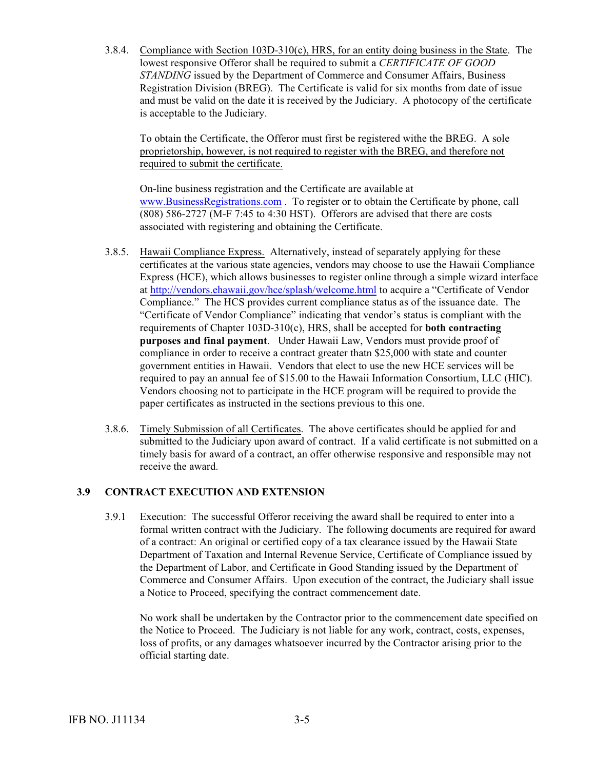3.8.4. Compliance with Section 103D-310(c), HRS, for an entity doing business in the State. The lowest responsive Offeror shall be required to submit a *CERTIFICATE OF GOOD STANDING* issued by the Department of Commerce and Consumer Affairs, Business Registration Division (BREG). The Certificate is valid for six months from date of issue and must be valid on the date it is received by the Judiciary. A photocopy of the certificate is acceptable to the Judiciary.

To obtain the Certificate, the Offeror must first be registered withe the BREG. A sole proprietorship, however, is not required to register with the BREG, and therefore not required to submit the certificate.

On-line business registration and the Certificate are available at www.BusinessRegistrations.com . To register or to obtain the Certificate by phone, call (808) 586-2727 (M-F 7:45 to 4:30 HST). Offerors are advised that there are costs associated with registering and obtaining the Certificate.

3.8.5. Hawaii Compliance Express. Alternatively, instead of separately applying for these certificates at the various state agencies, vendors may choose to use the Hawaii Compliance Express (HCE), which allows businesses to register online through a simple wizard interface at http://vendors.ehawaii.gov/hce/splash/welcome.html to acquire a "Certificate of Vendor Compliance." The HCS provides current compliance status as of the issuance date. The "Certificate of Vendor Compliance" indicating that vendor's status is compliant with the requirements of Chapter 103D-310(c), HRS, shall be accepted for **both contracting purposes and final payment**. Under Hawaii Law, Vendors must provide proof of compliance in order to receive a contract greater thatn $25,000 with state and counter government entities in Hawaii. Vendors that elect to use the new HCE services will be required to pay an annual fee of $15.00 to the Hawaii Information Consortium, LLC (HIC). Vendors choosing not to participate in the HCE program will be required to provide the paper certificates as instructed in the sections previous to this one.

3.8.6. Timely Submission of all Certificates. The above certificates should be applied for and submitted to the Judiciary upon award of contract. If a valid certificate is not submitted on a timely basis for award of a contract, an offer otherwise responsive and responsible may not receive the award.

### 3.9 CONTRACT EXECUTION AND EXTENSION

3.9.1 Execution: The successful Offeror receiving the award shall be required to enter into a formal written contract with the Judiciary. The following documents are required for award of a contract: An original or certified copy of a tax clearance issued by the Hawaii State Department of Taxation and Internal Revenue Service, Certificate of Compliance issued by the Department of Labor, and Certificate in Good Standing issued by the Department of Commerce and Consumer Affairs. Upon execution of the contract, the Judiciary shall issue a Notice to Proceed, specifying the contract commencement date.

No work shall be undertaken by the Contractor prior to the commencement date specified on the Notice to Proceed. The Judiciary is not liable for any work, contract, costs, expenses, loss of profits, or any damages whatsoever incurred by the Contractor arising prior to the official starting date.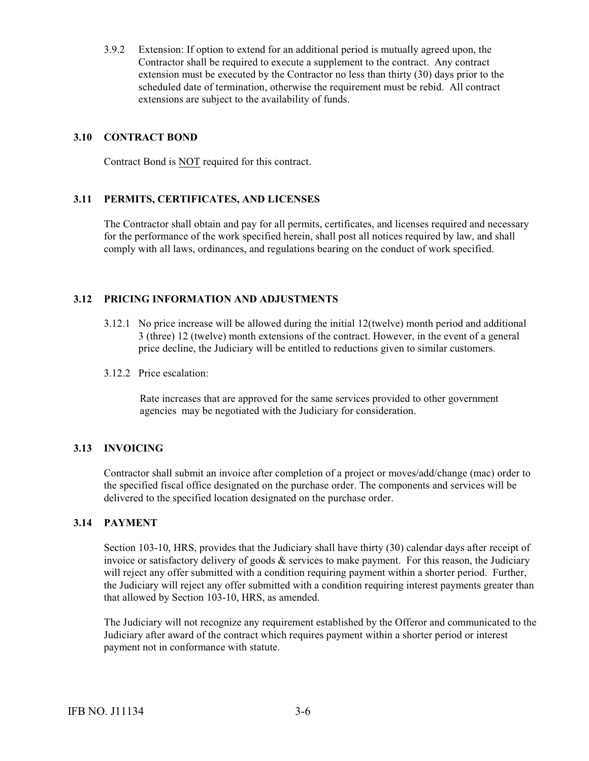3.9.2 Extension: If option to extend for an additional period is mutually agreed upon, the Contractor shall be required to execute a supplement to the contract. Any contract extension must be executed by the Contractor no less than thirty (30) days prior to the scheduled date of termination, otherwise the requirement must be rebid. All contract extensions are subject to the availability of funds.

### 3.10 CONTRACT BOND

Contract Bond is <u>NOT</u> required for this contract.

### 3.11 PERMITS, CERTIFICATES, AND LICENSES

The Contractor shall obtain and pay for all permits, certificates, and licenses required and necessary for the performance of the work specified herein, shall post all notices required by law, and shall comply with all laws, ordinances, and regulations bearing on the conduct of work specified.

### 3.12 PRICING INFORMATION AND ADJUSTMENTS

3.12.1 No price increase will be allowed during the initial 12(twelve) month period and additional 3 (three) 12 (twelve) month extensions of the contract. However, in the event of a general price decline, the Judiciary will be entitled to reductions given to similar customers.

3.12.2 Price escalation:

Rate increases that are approved for the same services provided to other government agencies may be negotiated with the Judiciary for consideration.

### 3.13 INVOICING

Contractor shall submit an invoice after completion of a project or moves/add/change (mac) order to the specified fiscal office designated on the purchase order. The components and services will be delivered to the specified location designated on the purchase order.

### 3.14 PAYMENT

Section 103-10, HRS, provides that the Judiciary shall have thirty (30) calendar days after receipt of invoice or satisfactory delivery of goods & services to make payment. For this reason, the Judiciary will reject any offer submitted with a condition requiring payment within a shorter period. Further, the Judiciary will reject any offer submitted with a condition requiring interest payments greater than that allowed by Section 103-10, HRS, as amended.

The Judiciary will not recognize any requirement established by the Offeror and communicated to the Judiciary after award of the contract which requires payment within a shorter period or interest payment not in conformance with statute.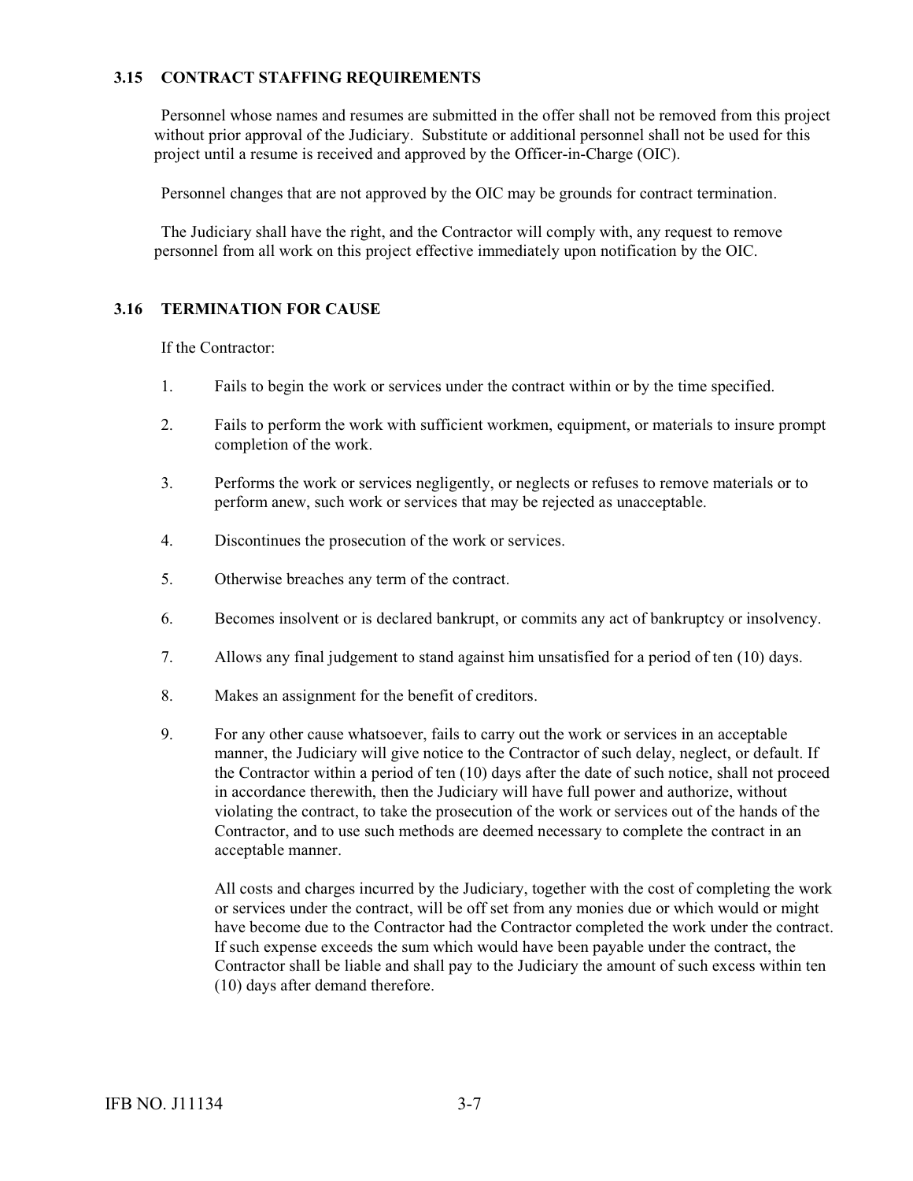### 3.15 CONTRACT STAFFING REQUIREMENTS

Personnel whose names and resumes are submitted in the offer shall not be removed from this project without prior approval of the Judiciary. Substitute or additional personnel shall not be used for this project until a resume is received and approved by the Officer-in-Charge (OIC).

Personnel changes that are not approved by the OIC may be grounds for contract termination.

The Judiciary shall have the right, and the Contractor will comply with, any request to remove personnel from all work on this project effective immediately upon notification by the OIC.

### 3.16 TERMINATION FOR CAUSE

If the Contractor:

1. Fails to begin the work or services under the contract within or by the time specified.

2. Fails to perform the work with sufficient workmen, equipment, or materials to insure prompt completion of the work.

3. Performs the work or services negligently, or neglects or refuses to remove materials or to perform anew, such work or services that may be rejected as unacceptable.

4. Discontinues the prosecution of the work or services.

5. Otherwise breaches any term of the contract.

6. Becomes insolvent or is declared bankrupt, or commits any act of bankruptcy or insolvency.

7. Allows any final judgement to stand against him unsatisfied for a period of ten (10) days.

8. Makes an assignment for the benefit of creditors.

9. For any other cause whatsoever, fails to carry out the work or services in an acceptable manner, the Judiciary will give notice to the Contractor of such delay, neglect, or default. If the Contractor within a period of ten (10) days after the date of such notice, shall not proceed in accordance therewith, then the Judiciary will have full power and authorize, without violating the contract, to take the prosecution of the work or services out of the hands of the Contractor, and to use such methods are deemed necessary to complete the contract in an acceptable manner.

   All costs and charges incurred by the Judiciary, together with the cost of completing the work or services under the contract, will be off set from any monies due or which would or might have become due to the Contractor had the Contractor completed the work under the contract. If such expense exceeds the sum which would have been payable under the contract, the Contractor shall be liable and shall pay to the Judiciary the amount of such excess within ten (10) days after demand therefore.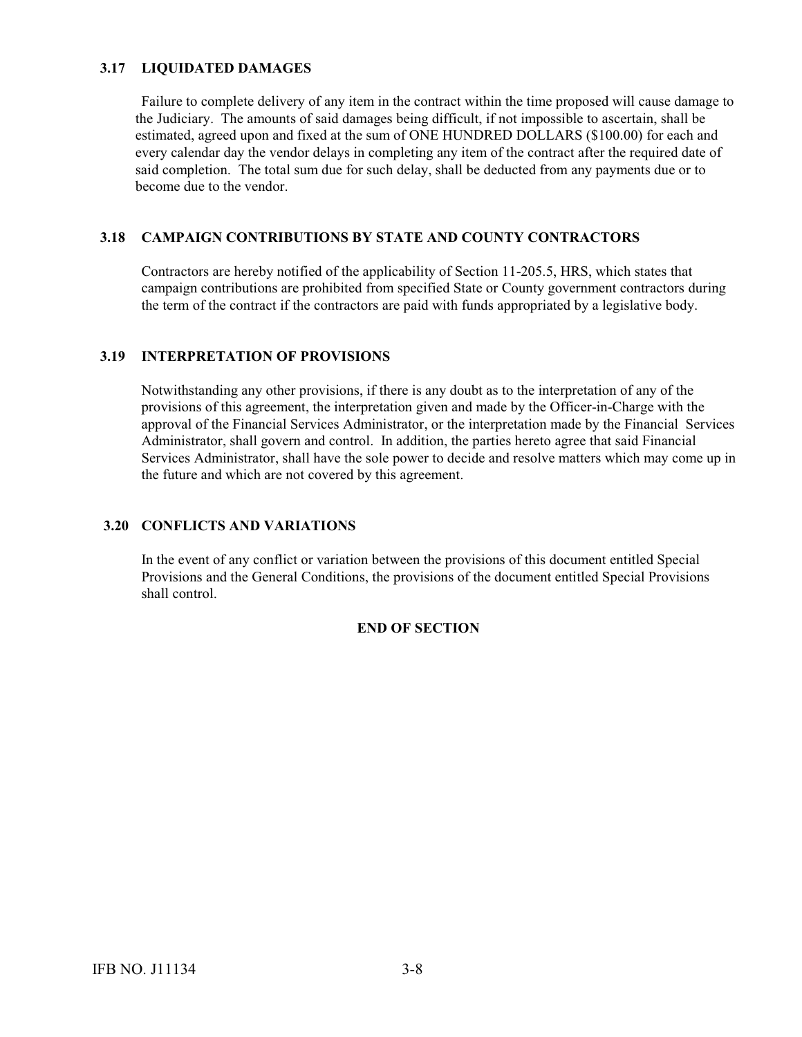### 3.17 LIQUIDATED DAMAGES

Failure to complete delivery of any item in the contract within the time proposed will cause damage to the Judiciary. The amounts of said damages being difficult, if not impossible to ascertain, shall be estimated, agreed upon and fixed at the sum of ONE HUNDRED DOLLARS ($100.00) for each and every calendar day the vendor delays in completing any item of the contract after the required date of said completion. The total sum due for such delay, shall be deducted from any payments due or to become due to the vendor.

### 3.18 CAMPAIGN CONTRIBUTIONS BY STATE AND COUNTY CONTRACTORS

Contractors are hereby notified of the applicability of Section 11-205.5, HRS, which states that campaign contributions are prohibited from specified State or County government contractors during the term of the contract if the contractors are paid with funds appropriated by a legislative body.

### 3.19 INTERPRETATION OF PROVISIONS

Notwithstanding any other provisions, if there is any doubt as to the interpretation of any of the provisions of this agreement, the interpretation given and made by the Officer-in-Charge with the approval of the Financial Services Administrator, or the interpretation made by the Financial Services Administrator, shall govern and control. In addition, the parties hereto agree that said Financial Services Administrator, shall have the sole power to decide and resolve matters which may come up in the future and which are not covered by this agreement.

### 3.20 CONFLICTS AND VARIATIONS

In the event of any conflict or variation between the provisions of this document entitled Special Provisions and the General Conditions, the provisions of the document entitled Special Provisions shall control.

**END OF SECTION**